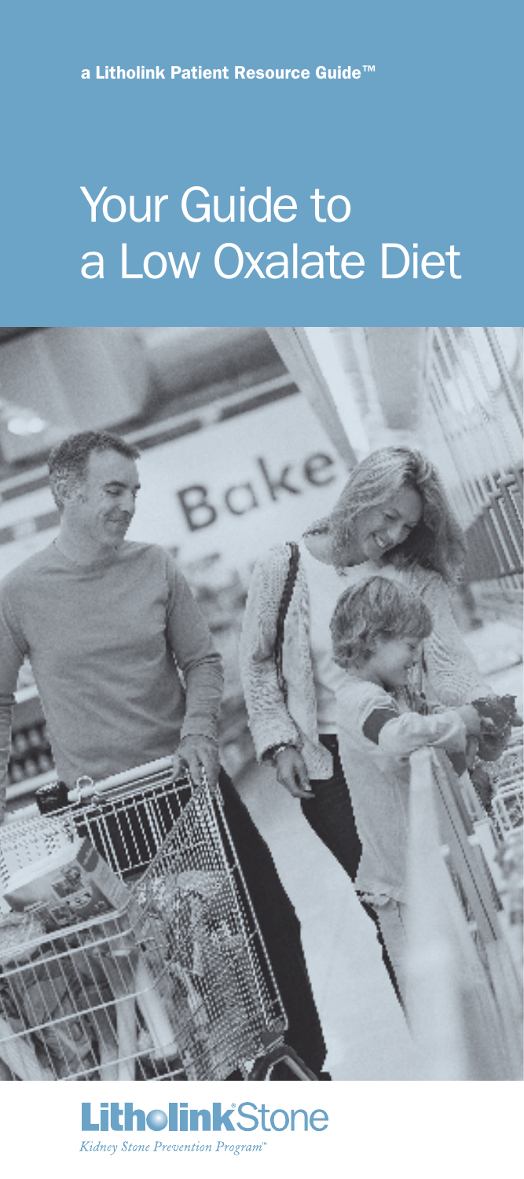a Litholink Patient Resource Guide™

# Your Guide to a Low Oxalate Diet

**LitholinkStone**

*Kidney Stone Prevention Program™*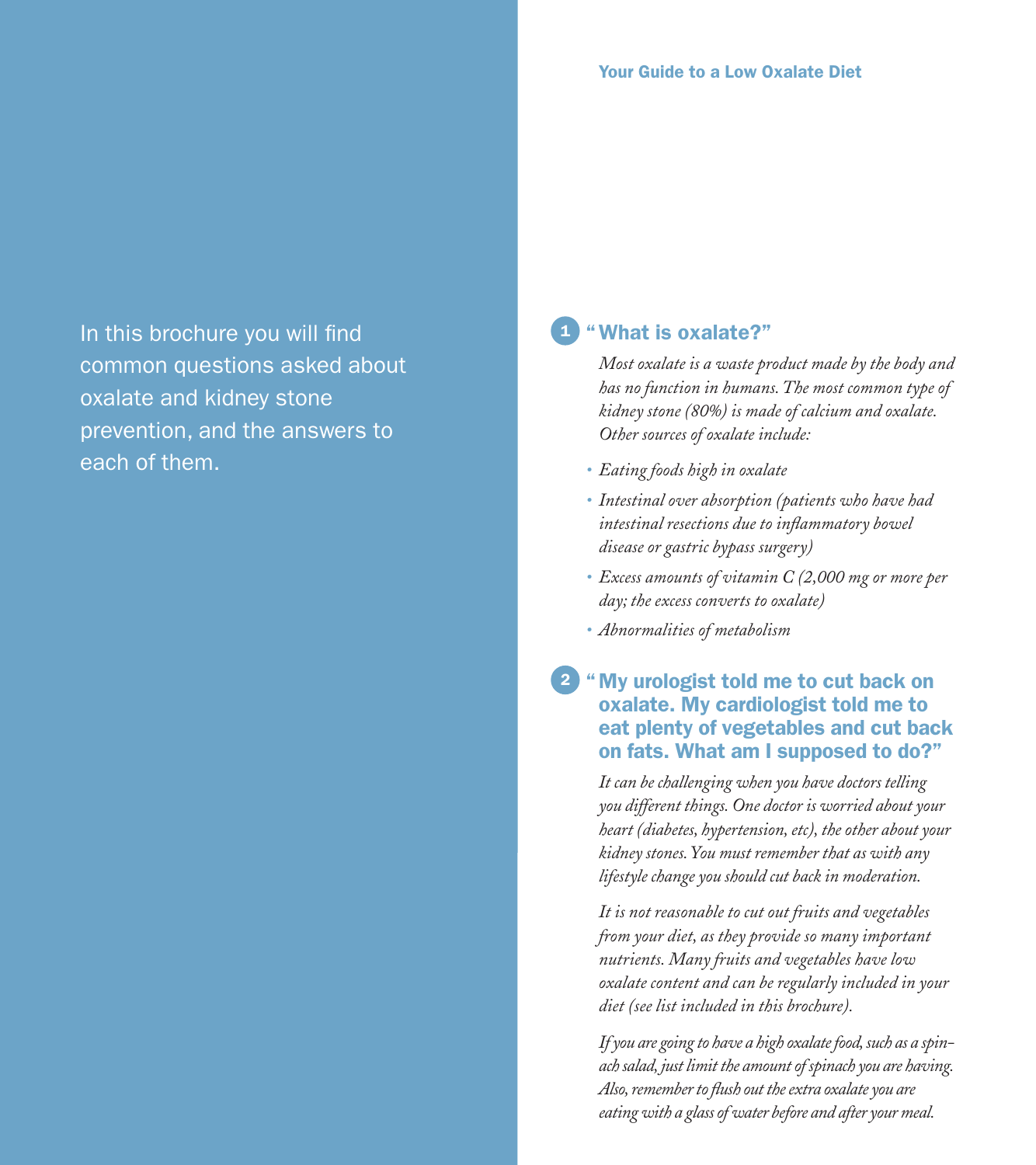In this brochure you will find common questions asked about oxalate and kidney stone prevention, and the answers to each of them.

## 1 "What is oxalate?"

*Most oxalate is a waste product made by the body and has no function in humans. The most common type of kidney stone (80%) is made of calcium and oxalate. Other sources of oxalate include:*

- *Eating foods high in oxalate*
- *Intestinal over absorption (patients who have had intestinal resections due to inflammatory bowel disease or gastric bypass surgery)*
- *Excess amounts of vitamin C (2,000 mg or more per day; the excess converts to oxalate)*
- *Abnormalities of metabolism*

## 2 "My urologist told me to cut back on oxalate. My cardiologist told me to eat plenty of vegetables and cut back on fats. What am I supposed to do?"

*It can be challenging when you have doctors telling you different things. One doctor is worried about your heart (diabetes, hypertension, etc), the other about your kidney stones. You must remember that as with any lifestyle change you should cut back in moderation.*

*It is not reasonable to cut out fruits and vegetables from your diet, as they provide so many important nutrients. Many fruits and vegetables have low oxalate content and can be regularly included in your diet (see list included in this brochure).*

*If you are going to have a high oxalate food, such as a spinach salad, just limit the amount of spinach you are having. Also, remember to flush out the extra oxalate you are eating with a glass of water before and after your meal.*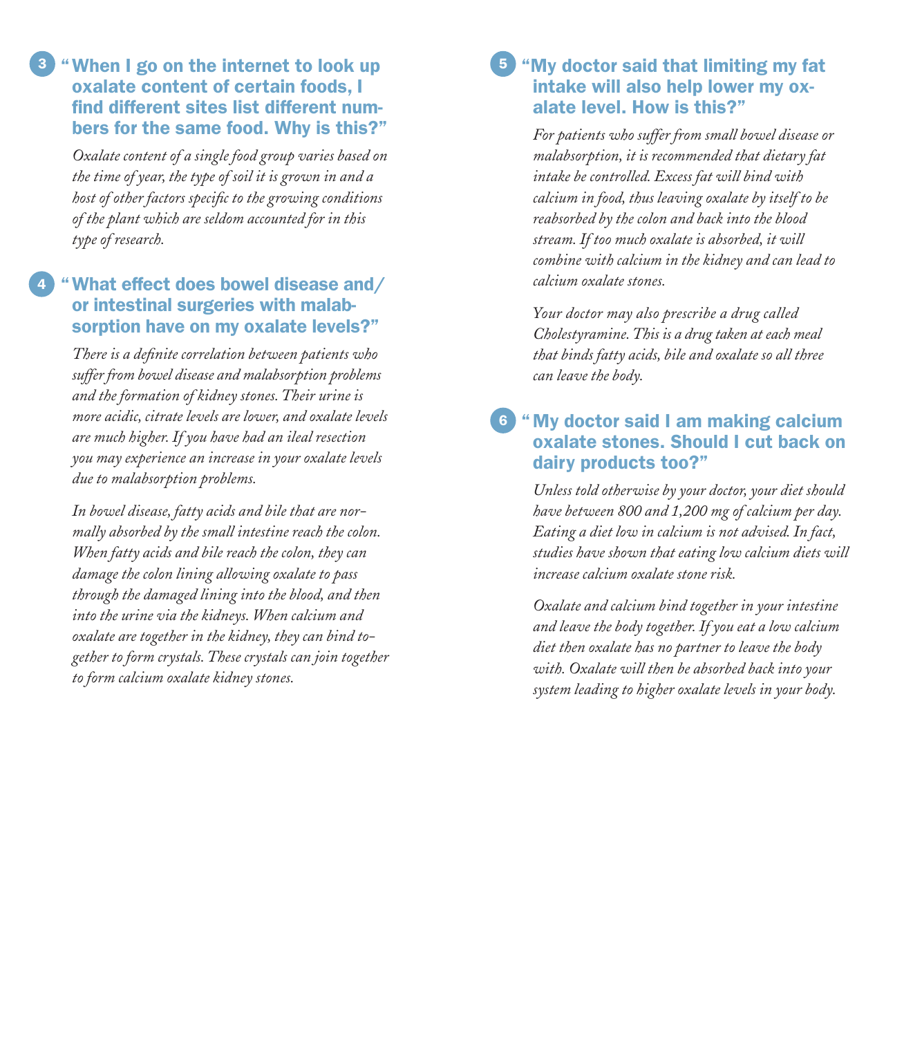### 3 "When I go on the internet to look up oxalate content of certain foods, I find different sites list different numbers for the same food. Why is this?"

*Oxalate content of a single food group varies based on the time of year, the type of soil it is grown in and a host of other factors specific to the growing conditions of the plant which are seldom accounted for in this type of research.*

### 4 "What effect does bowel disease and/or intestinal surgeries with malabsorption have on my oxalate levels?"

*There is a definite correlation between patients who suffer from bowel disease and malabsorption problems and the formation of kidney stones. Their urine is more acidic, citrate levels are lower, and oxalate levels are much higher. If you have had an ileal resection you may experience an increase in your oxalate levels due to malabsorption problems.*

*In bowel disease, fatty acids and bile that are normally absorbed by the small intestine reach the colon. When fatty acids and bile reach the colon, they can damage the colon lining allowing oxalate to pass through the damaged lining into the blood, and then into the urine via the kidneys. When calcium and oxalate are together in the kidney, they can bind together to form crystals. These crystals can join together to form calcium oxalate kidney stones.*

### 5 "My doctor said that limiting my fat intake will also help lower my oxalate level. How is this?"

*For patients who suffer from small bowel disease or malabsorption, it is recommended that dietary fat intake be controlled. Excess fat will bind with calcium in food, thus leaving oxalate by itself to be reabsorbed by the colon and back into the blood stream. If too much oxalate is absorbed, it will combine with calcium in the kidney and can lead to calcium oxalate stones.*

*Your doctor may also prescribe a drug called Cholestyramine. This is a drug taken at each meal that binds fatty acids, bile and oxalate so all three can leave the body.*

### 6 "My doctor said I am making calcium oxalate stones. Should I cut back on dairy products too?"

*Unless told otherwise by your doctor, your diet should have between 800 and 1,200 mg of calcium per day. Eating a diet low in calcium is not advised. In fact, studies have shown that eating low calcium diets will increase calcium oxalate stone risk.*

*Oxalate and calcium bind together in your intestine and leave the body together. If you eat a low calcium diet then oxalate has no partner to leave the body with. Oxalate will then be absorbed back into your system leading to higher oxalate levels in your body.*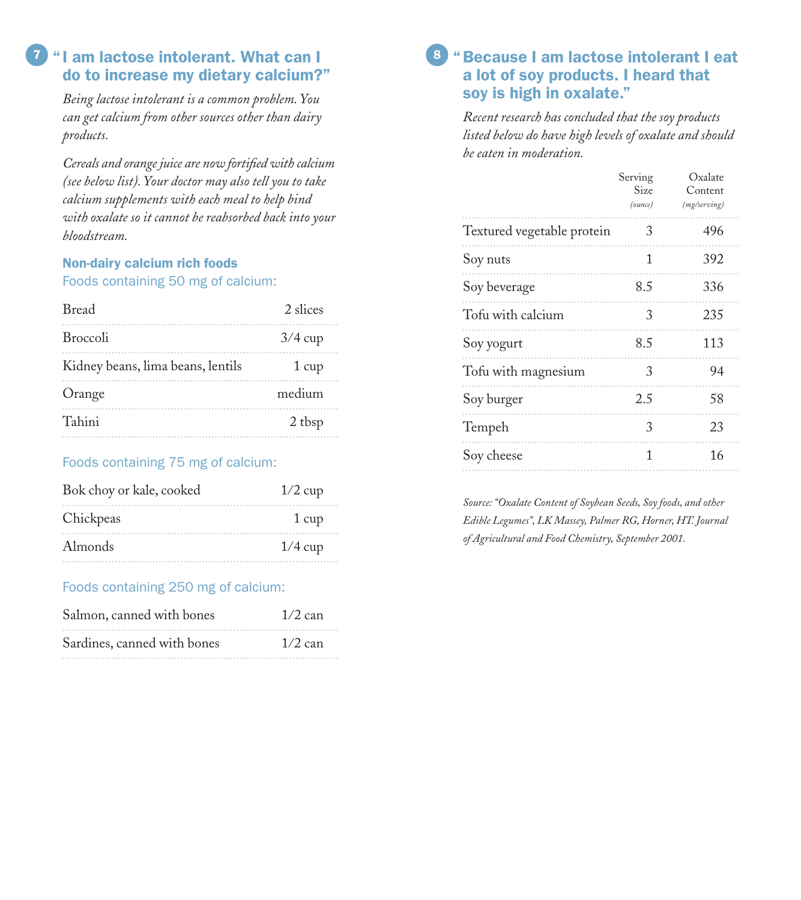## 7 "I am lactose intolerant. What can I do to increase my dietary calcium?"

*Being lactose intolerant is a common problem. You can get calcium from other sources other than dairy products.*

*Cereals and orange juice are now fortified with calcium (see below list). Your doctor may also tell you to take calcium supplements with each meal to help bind with oxalate so it cannot be reabsorbed back into your bloodstream.*

### Non-dairy calcium rich foods

Foods containing 50 mg of calcium:

| | |
|---|---|
| Bread | 2 slices |
| Broccoli | 3/4 cup |
| Kidney beans, lima beans, lentils | 1 cup |
| Orange | medium |
| Tahini | 2 tbsp |

Foods containing 75 mg of calcium:

| | |
|---|---|
| Bok choy or kale, cooked | 1/2 cup |
| Chickpeas | 1 cup |
| Almonds | 1/4 cup |

Foods containing 250 mg of calcium:

| | |
|---|---|
| Salmon, canned with bones | 1/2 can |
| Sardines, canned with bones | 1/2 can |

## 8 "Because I am lactose intolerant I eat a lot of soy products. I heard that soy is high in oxalate."

*Recent research has concluded that the soy products listed below do have high levels of oxalate and should be eaten in moderation.*

| | Serving Size *(ounce)* | Oxalate Content *(mg/serving)* |
|---|---|---|
| Textured vegetable protein | 3 | 496 |
| Soy nuts | 1 | 392 |
| Soy beverage | 8.5 | 336 |
| Tofu with calcium | 3 | 235 |
| Soy yogurt | 8.5 | 113 |
| Tofu with magnesium | 3 | 94 |
| Soy burger | 2.5 | 58 |
| Tempeh | 3 | 23 |
| Soy cheese | 1 | 16 |

*Source: "Oxalate Content of Soybean Seeds, Soy foods, and other Edible Legumes", LK Massey, Palmer RG, Horner, HT. Journal of Agricultural and Food Chemistry, September 2001.*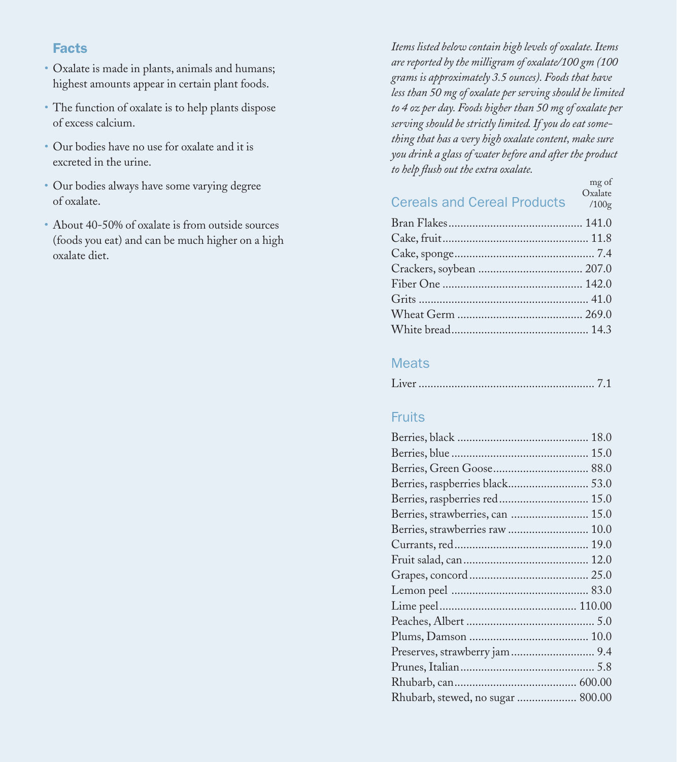## Facts

- Oxalate is made in plants, animals and humans; highest amounts appear in certain plant foods.
- The function of oxalate is to help plants dispose of excess calcium.
- Our bodies have no use for oxalate and it is excreted in the urine.
- Our bodies always have some varying degree of oxalate.
- About 40-50% of oxalate is from outside sources (foods you eat) and can be much higher on a high oxalate diet.

*Items listed below contain high levels of oxalate. Items are reported by the milligram of oxalate/100 gm (100 grams is approximately 3.5 ounces). Foods that have less than 50 mg of oxalate per serving should be limited to 4 oz per day. Foods higher than 50 mg of oxalate per serving should be strictly limited. If you do eat something that has a very high oxalate content, make sure you drink a glass of water before and after the product to help flush out the extra oxalate.*

### Cereals and Cereal Products

| Item | mg of Oxalate /100g |
|---|---|
| Bran Flakes | 141.0 |
| Cake, fruit | 11.8 |
| Cake, sponge | 7.4 |
| Crackers, soybean | 207.0 |
| Fiber One | 142.0 |
| Grits | 41.0 |
| Wheat Germ | 269.0 |
| White bread | 14.3 |

### Meats

| Item | mg of Oxalate /100g |
|---|---|
| Liver | 7.1 |

### Fruits

| Item | mg of Oxalate /100g |
|---|---|
| Berries, black | 18.0 |
| Berries, blue | 15.0 |
| Berries, Green Goose | 88.0 |
| Berries, raspberries black | 53.0 |
| Berries, raspberries red | 15.0 |
| Berries, strawberries, can | 15.0 |
| Berries, strawberries raw | 10.0 |
| Currants, red | 19.0 |
| Fruit salad, can | 12.0 |
| Grapes, concord | 25.0 |
| Lemon peel | 83.0 |
| Lime peel | 110.00 |
| Peaches, Albert | 5.0 |
| Plums, Damson | 10.0 |
| Preserves, strawberry jam | 9.4 |
| Prunes, Italian | 5.8 |
| Rhubarb, can | 600.00 |
| Rhubarb, stewed, no sugar | 800.00 |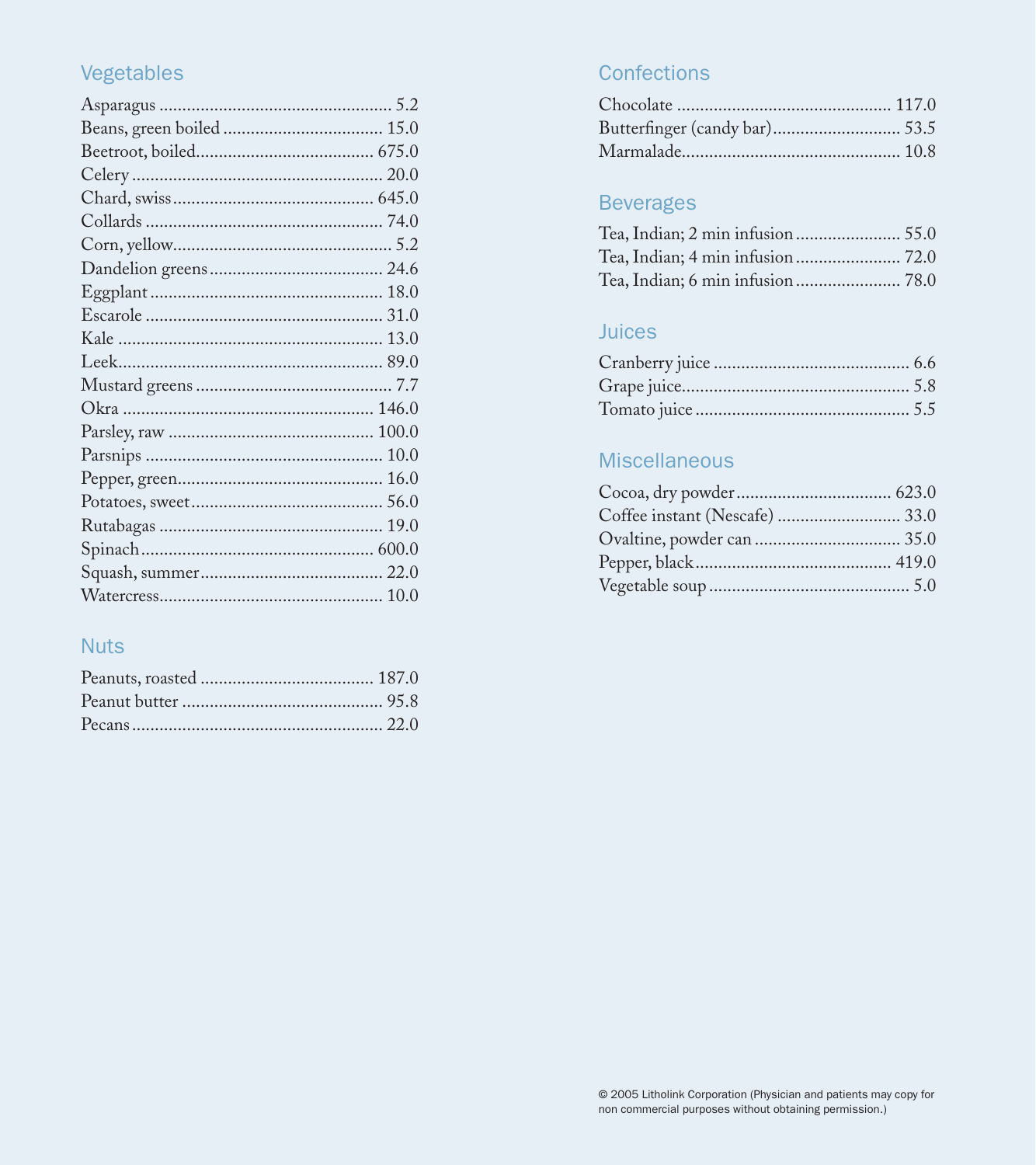## Vegetables

| Food | Value |
|---|---|
| Asparagus | 5.2 |
| Beans, green boiled | 15.0 |
| Beetroot, boiled | 675.0 |
| Celery | 20.0 |
| Chard, swiss | 645.0 |
| Collards | 74.0 |
| Corn, yellow | 5.2 |
| Dandelion greens | 24.6 |
| Eggplant | 18.0 |
| Escarole | 31.0 |
| Kale | 13.0 |
| Leek | 89.0 |
| Mustard greens | 7.7 |
| Okra | 146.0 |
| Parsley, raw | 100.0 |
| Parsnips | 10.0 |
| Pepper, green | 16.0 |
| Potatoes, sweet | 56.0 |
| Rutabagas | 19.0 |
| Spinach | 600.0 |
| Squash, summer | 22.0 |
| Watercress | 10.0 |

## Nuts

| Food | Value |
|---|---|
| Peanuts, roasted | 187.0 |
| Peanut butter | 95.8 |
| Pecans | 22.0 |

## Confections

| Food | Value |
|---|---|
| Chocolate | 117.0 |
| Butterfinger (candy bar) | 53.5 |
| Marmalade | 10.8 |

## Beverages

| Food | Value |
|---|---|
| Tea, Indian; 2 min infusion | 55.0 |
| Tea, Indian; 4 min infusion | 72.0 |
| Tea, Indian; 6 min infusion | 78.0 |

## Juices

| Food | Value |
|---|---|
| Cranberry juice | 6.6 |
| Grape juice | 5.8 |
| Tomato juice | 5.5 |

## Miscellaneous

| Food | Value |
|---|---|
| Cocoa, dry powder | 623.0 |
| Coffee instant (Nescafe) | 33.0 |
| Ovaltine, powder can | 35.0 |
| Pepper, black | 419.0 |
| Vegetable soup | 5.0 |

© 2005 Litholink Corporation (Physician and patients may copy for non commercial purposes without obtaining permission.)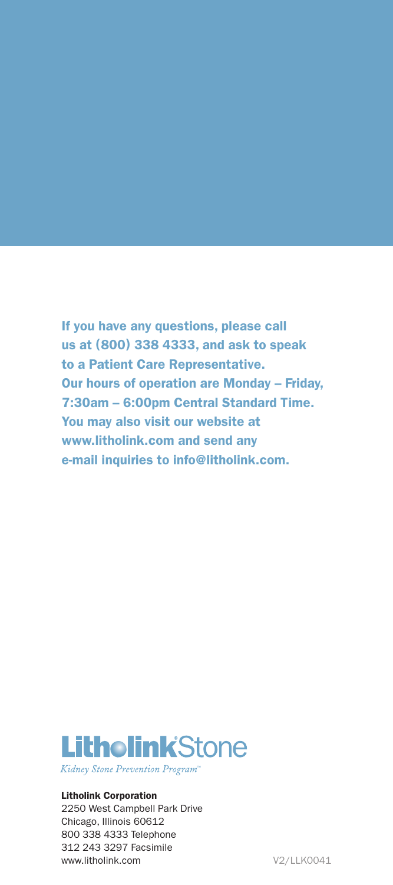**If you have any questions, please call us at (800) 338 4333, and ask to speak to a Patient Care Representative. Our hours of operation are Monday – Friday, 7:30am – 6:00pm Central Standard Time. You may also visit our website at www.litholink.com and send any e-mail inquiries to info@litholink.com.**

**LitholinkStone**

*Kidney Stone Prevention Program™*

**Litholink Corporation**
2250 West Campbell Park Drive
Chicago, Illinois 60612
800 338 4333 Telephone
312 243 3297 Facsimile
www.litholink.com

V2/LLK0041